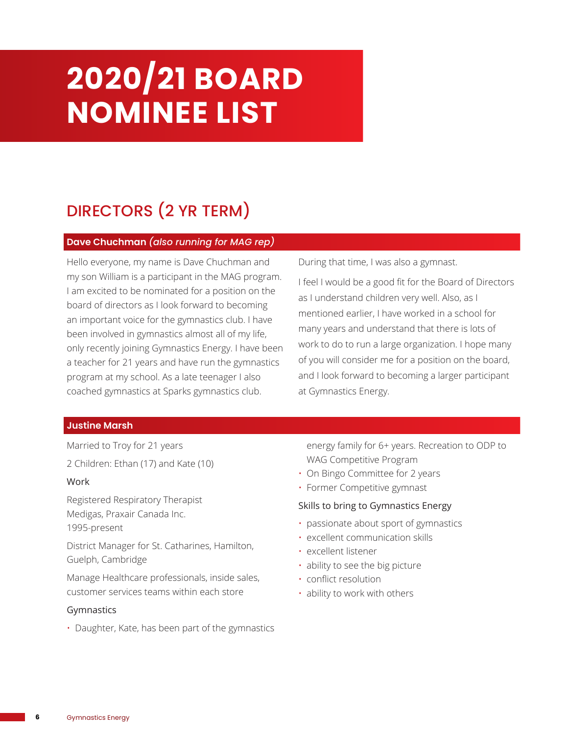# 2020/21 BOARD NOMINEE LIST

## DIRECTORS (2 YR TERM)

### Dave Chuchman *(also running for MAG rep)*

Hello everyone, my name is Dave Chuchman and my son William is a participant in the MAG program. I am excited to be nominated for a position on the board of directors as I look forward to becoming an important voice for the gymnastics club. I have been involved in gymnastics almost all of my life, only recently joining Gymnastics Energy. I have been a teacher for 21 years and have run the gymnastics program at my school. As a late teenager I also coached gymnastics at Sparks gymnastics club. During that time, I was also a gymnast.

I feel I would be a good fit for the Board of Directors as I understand children very well. Also, as I mentioned earlier, I have worked in a school for many years and understand that there is lots of work to do to run a large organization. I hope many of you will consider me for a position on the board, and I look forward to becoming a larger participant at Gymnastics Energy.

### Justine Marsh

Married to Troy for 21 years

2 Children: Ethan (17) and Kate (10)

Work

Registered Respiratory Therapist
Medigas, Praxair Canada Inc.
1995-present

District Manager for St. Catharines, Hamilton, Guelph, Cambridge

Manage Healthcare professionals, inside sales, customer services teams within each store

Gymnastics

- Daughter, Kate, has been part of the gymnastics energy family for 6+ years. Recreation to ODP to WAG Competitive Program
- On Bingo Committee for 2 years
- Former Competitive gymnast

Skills to bring to Gymnastics Energy

- passionate about sport of gymnastics
- excellent communication skills
- excellent listener
- ability to see the big picture
- conflict resolution
- ability to work with others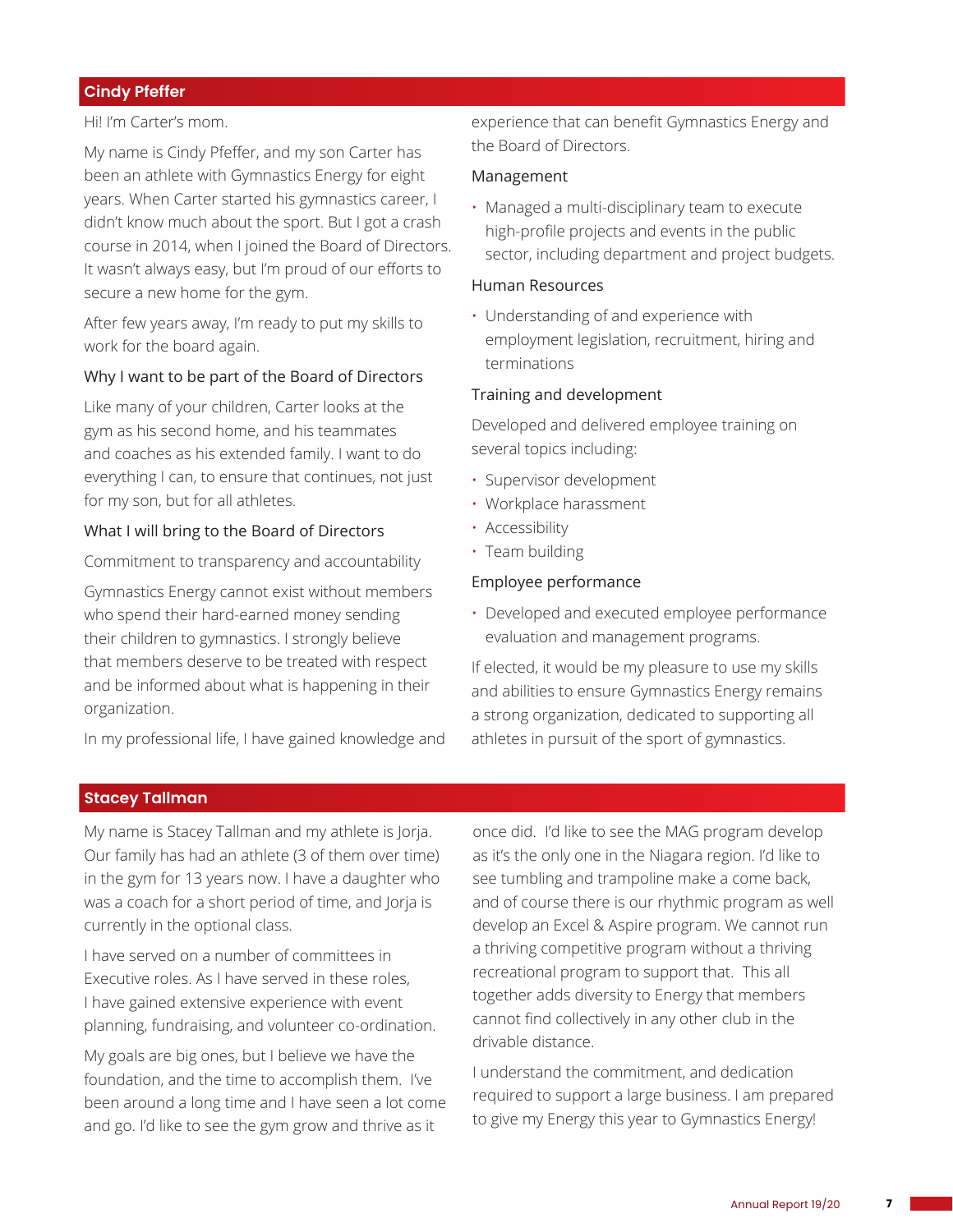## Cindy Pfeffer

Hi! I'm Carter's mom.

My name is Cindy Pfeffer, and my son Carter has been an athlete with Gymnastics Energy for eight years. When Carter started his gymnastics career, I didn't know much about the sport. But I got a crash course in 2014, when I joined the Board of Directors. It wasn't always easy, but I'm proud of our efforts to secure a new home for the gym.

After few years away, I'm ready to put my skills to work for the board again.

### Why I want to be part of the Board of Directors

Like many of your children, Carter looks at the gym as his second home, and his teammates and coaches as his extended family. I want to do everything I can, to ensure that continues, not just for my son, but for all athletes.

### What I will bring to the Board of Directors

Commitment to transparency and accountability

Gymnastics Energy cannot exist without members who spend their hard-earned money sending their children to gymnastics. I strongly believe that members deserve to be treated with respect and be informed about what is happening in their organization.

In my professional life, I have gained knowledge and experience that can benefit Gymnastics Energy and the Board of Directors.

#### Management

- Managed a multi-disciplinary team to execute high-profile projects and events in the public sector, including department and project budgets.

#### Human Resources

- Understanding of and experience with employment legislation, recruitment, hiring and terminations

#### Training and development

Developed and delivered employee training on several topics including:

- Supervisor development
- Workplace harassment
- Accessibility
- Team building

#### Employee performance

- Developed and executed employee performance evaluation and management programs.

If elected, it would be my pleasure to use my skills and abilities to ensure Gymnastics Energy remains a strong organization, dedicated to supporting all athletes in pursuit of the sport of gymnastics.

## Stacey Tallman

My name is Stacey Tallman and my athlete is Jorja. Our family has had an athlete (3 of them over time) in the gym for 13 years now. I have a daughter who was a coach for a short period of time, and Jorja is currently in the optional class.

I have served on a number of committees in Executive roles. As I have served in these roles, I have gained extensive experience with event planning, fundraising, and volunteer co-ordination.

My goals are big ones, but I believe we have the foundation, and the time to accomplish them. I've been around a long time and I have seen a lot come and go. I'd like to see the gym grow and thrive as it once did. I'd like to see the MAG program develop as it's the only one in the Niagara region. I'd like to see tumbling and trampoline make a come back, and of course there is our rhythmic program as well develop an Excel & Aspire program. We cannot run a thriving competitive program without a thriving recreational program to support that. This all together adds diversity to Energy that members cannot find collectively in any other club in the drivable distance.

I understand the commitment, and dedication required to support a large business. I am prepared to give my Energy this year to Gymnastics Energy!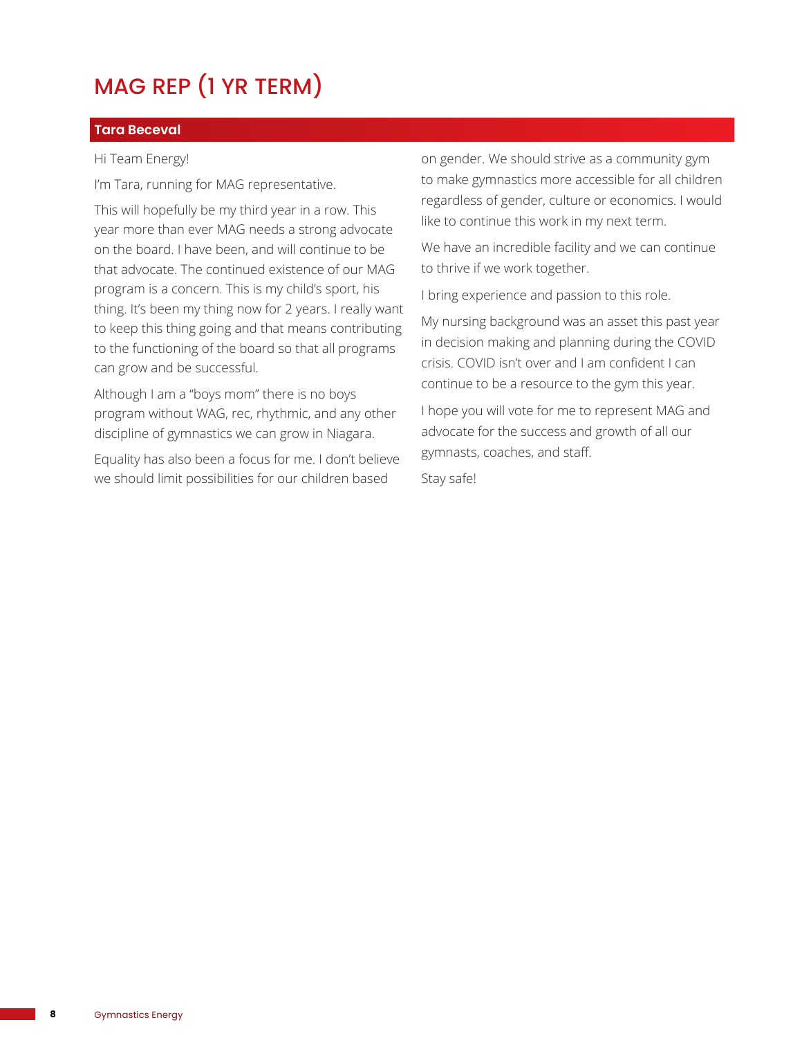# MAG REP (1 YR TERM)

## Tara Beceval

Hi Team Energy!

I'm Tara, running for MAG representative.

This will hopefully be my third year in a row. This year more than ever MAG needs a strong advocate on the board. I have been, and will continue to be that advocate. The continued existence of our MAG program is a concern. This is my child's sport, his thing. It's been my thing now for 2 years. I really want to keep this thing going and that means contributing to the functioning of the board so that all programs can grow and be successful.

Although I am a "boys mom" there is no boys program without WAG, rec, rhythmic, and any other discipline of gymnastics we can grow in Niagara.

Equality has also been a focus for me. I don't believe we should limit possibilities for our children based on gender. We should strive as a community gym to make gymnastics more accessible for all children regardless of gender, culture or economics. I would like to continue this work in my next term.

We have an incredible facility and we can continue to thrive if we work together.

I bring experience and passion to this role.

My nursing background was an asset this past year in decision making and planning during the COVID crisis. COVID isn't over and I am confident I can continue to be a resource to the gym this year.

I hope you will vote for me to represent MAG and advocate for the success and growth of all our gymnasts, coaches, and staff.

Stay safe!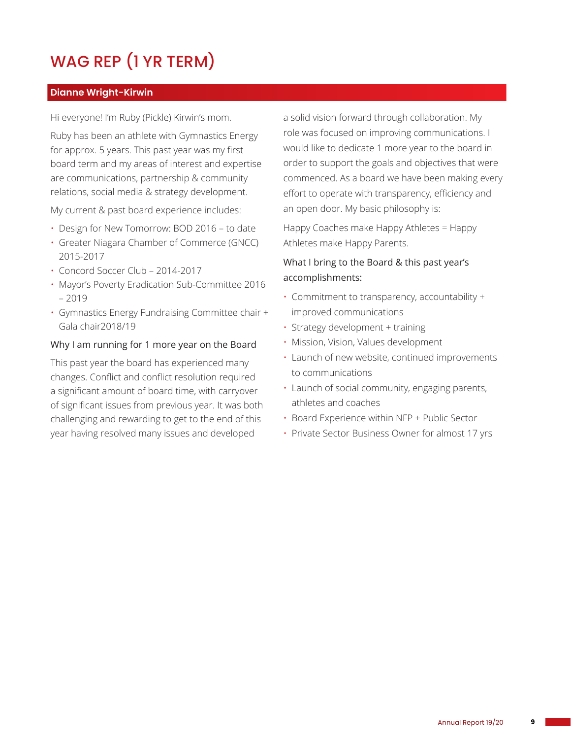# WAG REP (1 YR TERM)

## Dianne Wright-Kirwin

Hi everyone! I'm Ruby (Pickle) Kirwin's mom.

Ruby has been an athlete with Gymnastics Energy for approx. 5 years. This past year was my first board term and my areas of interest and expertise are communications, partnership & community relations, social media & strategy development.

My current & past board experience includes:

- Design for New Tomorrow: BOD 2016 – to date
- Greater Niagara Chamber of Commerce (GNCC) 2015-2017
- Concord Soccer Club – 2014-2017
- Mayor's Poverty Eradication Sub-Committee 2016 – 2019
- Gymnastics Energy Fundraising Committee chair + Gala chair2018/19

Why I am running for 1 more year on the Board

This past year the board has experienced many changes. Conflict and conflict resolution required a significant amount of board time, with carryover of significant issues from previous year. It was both challenging and rewarding to get to the end of this year having resolved many issues and developed a solid vision forward through collaboration. My role was focused on improving communications. I would like to dedicate 1 more year to the board in order to support the goals and objectives that were commenced. As a board we have been making every effort to operate with transparency, efficiency and an open door. My basic philosophy is:

Happy Coaches make Happy Athletes = Happy Athletes make Happy Parents.

What I bring to the Board & this past year's accomplishments:

- Commitment to transparency, accountability + improved communications
- Strategy development + training
- Mission, Vision, Values development
- Launch of new website, continued improvements to communications
- Launch of social community, engaging parents, athletes and coaches
- Board Experience within NFP + Public Sector
- Private Sector Business Owner for almost 17 yrs